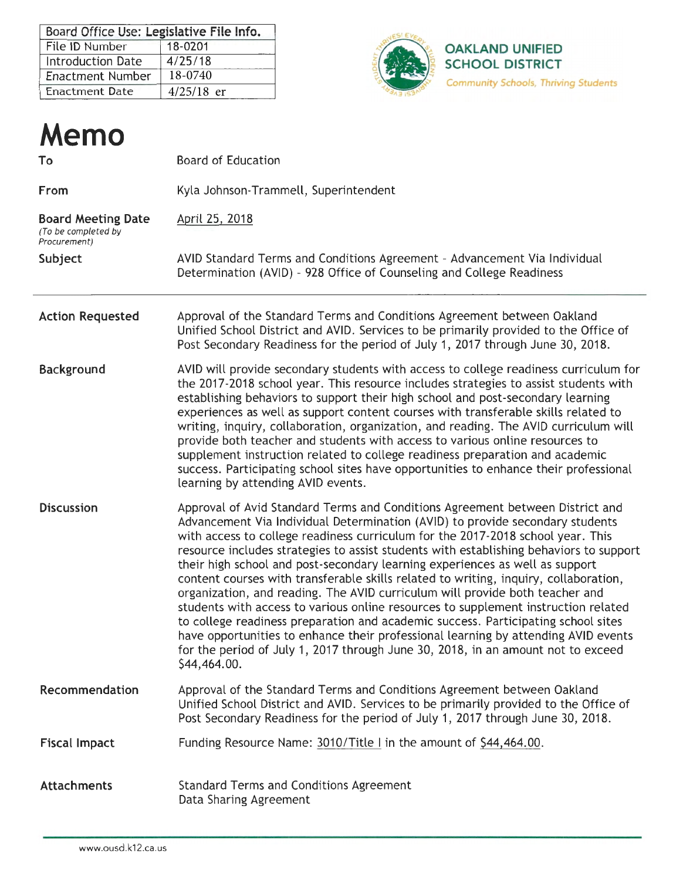| Board Office Use: Legislative File Info. | |
|---|---|
| File ID Number | 18-0201 |
| Introduction Date | 4/25/18 |
| Enactment Number | 18-0740 |
| Enactment Date | 4/25/18 er |

**OAKLAND UNIFIED SCHOOL DISTRICT**
*Community Schools, Thriving Students*

# Memo

**To** Board of Education

**From** Kyla Johnson-Trammell, Superintendent

**Board Meeting Date** *(To be completed by Procurement)* April 25, 2018

**Subject** AVID Standard Terms and Conditions Agreement - Advancement Via Individual Determination (AVID) - 928 Office of Counseling and College Readiness

---

**Action Requested**

Approval of the Standard Terms and Conditions Agreement between Oakland Unified School District and AVID. Services to be primarily provided to the Office of Post Secondary Readiness for the period of July 1, 2017 through June 30, 2018.

**Background**

AVID will provide secondary students with access to college readiness curriculum for the 2017-2018 school year. This resource includes strategies to assist students with establishing behaviors to support their high school and post-secondary learning experiences as well as support content courses with transferable skills related to writing, inquiry, collaboration, organization, and reading. The AVID curriculum will provide both teacher and students with access to various online resources to supplement instruction related to college readiness preparation and academic success. Participating school sites have opportunities to enhance their professional learning by attending AVID events.

**Discussion**

Approval of Avid Standard Terms and Conditions Agreement between District and Advancement Via Individual Determination (AVID) to provide secondary students with access to college readiness curriculum for the 2017-2018 school year. This resource includes strategies to assist students with establishing behaviors to support their high school and post-secondary learning experiences as well as support content courses with transferable skills related to writing, inquiry, collaboration, organization, and reading. The AVID curriculum will provide both teacher and students with access to various online resources to supplement instruction related to college readiness preparation and academic success. Participating school sites have opportunities to enhance their professional learning by attending AVID events for the period of July 1, 2017 through June 30, 2018, in an amount not to exceed $44,464.00.

**Recommendation**

Approval of the Standard Terms and Conditions Agreement between Oakland Unified School District and AVID. Services to be primarily provided to the Office of Post Secondary Readiness for the period of July 1, 2017 through June 30, 2018.

**Fiscal Impact**

Funding Resource Name: 3010/Title I in the amount of $44,464.00.

**Attachments**

Standard Terms and Conditions Agreement
Data Sharing Agreement

www.ousd.k12.ca.us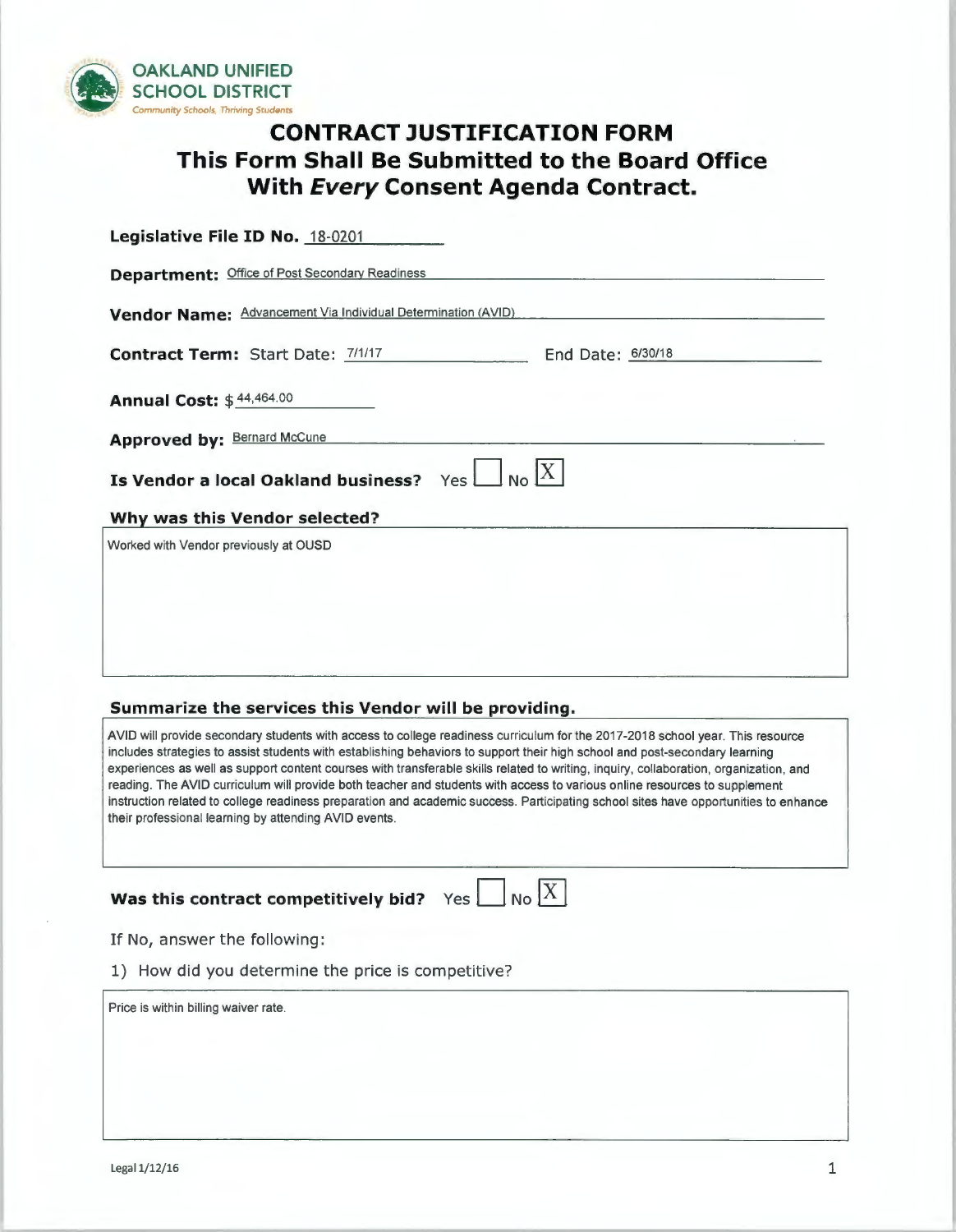OAKLAND UNIFIED SCHOOL DISTRICT
*Community Schools, Thriving Students*

# CONTRACT JUSTIFICATION FORM
## This Form Shall Be Submitted to the Board Office With *Every* Consent Agenda Contract.

**Legislative File ID No.** 18-0201

**Department:** Office of Post Secondary Readiness

**Vendor Name:** Advancement Via Individual Determination (AVID)

**Contract Term:** Start Date: 7/1/17 End Date: 6/30/18

**Annual Cost:** $ 44,464.00

**Approved by:** Bernard McCune

**Is Vendor a local Oakland business?** Yes ☐ No ☒

**Why was this Vendor selected?**

Worked with Vendor previously at OUSD

**Summarize the services this Vendor will be providing.**

AVID will provide secondary students with access to college readiness curriculum for the 2017-2018 school year. This resource includes strategies to assist students with establishing behaviors to support their high school and post-secondary learning experiences as well as support content courses with transferable skills related to writing, inquiry, collaboration, organization, and reading. The AVID curriculum will provide both teacher and students with access to various online resources to supplement instruction related to college readiness preparation and academic success. Participating school sites have opportunities to enhance their professional learning by attending AVID events.

**Was this contract competitively bid?** Yes ☐ No ☒

If No, answer the following:

1) How did you determine the price is competitive?

Price is within billing waiver rate.

Legal 1/12/16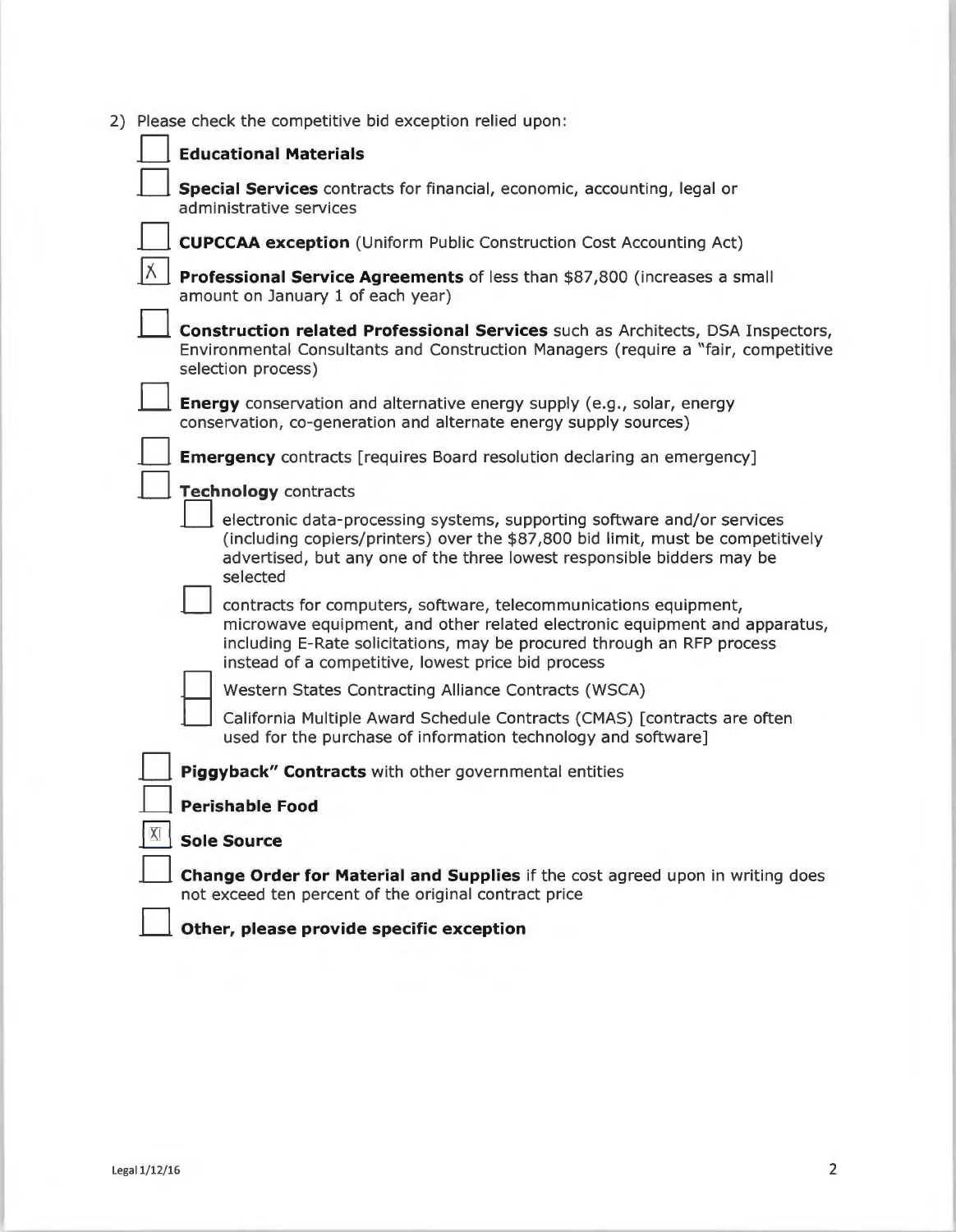2) Please check the competitive bid exception relied upon:

- [ ] **Educational Materials**
- [ ] **Special Services** contracts for financial, economic, accounting, legal or administrative services
- [ ] **CUPCCAA exception** (Uniform Public Construction Cost Accounting Act)
- [x] **Professional Service Agreements** of less than $87,800 (increases a small amount on January 1 of each year)
- [ ] **Construction related Professional Services** such as Architects, DSA Inspectors, Environmental Consultants and Construction Managers (require a "fair, competitive selection process)
- [ ] **Energy** conservation and alternative energy supply (e.g., solar, energy conservation, co-generation and alternate energy supply sources)
- [ ] **Emergency** contracts [requires Board resolution declaring an emergency]
- [ ] **Technology** contracts
  - [ ] electronic data-processing systems, supporting software and/or services (including copiers/printers) over the $87,800 bid limit, must be competitively advertised, but any one of the three lowest responsible bidders may be selected
  - [ ] contracts for computers, software, telecommunications equipment, microwave equipment, and other related electronic equipment and apparatus, including E-Rate solicitations, may be procured through an RFP process instead of a competitive, lowest price bid process
  - [ ] Western States Contracting Alliance Contracts (WSCA)
  - [ ] California Multiple Award Schedule Contracts (CMAS) [contracts are often used for the purchase of information technology and software]
- [ ] **Piggyback" Contracts** with other governmental entities
- [ ] **Perishable Food**
- [x] **Sole Source**
- [ ] **Change Order for Material and Supplies** if the cost agreed upon in writing does not exceed ten percent of the original contract price
- [ ] **Other, please provide specific exception**

Legal 1/12/16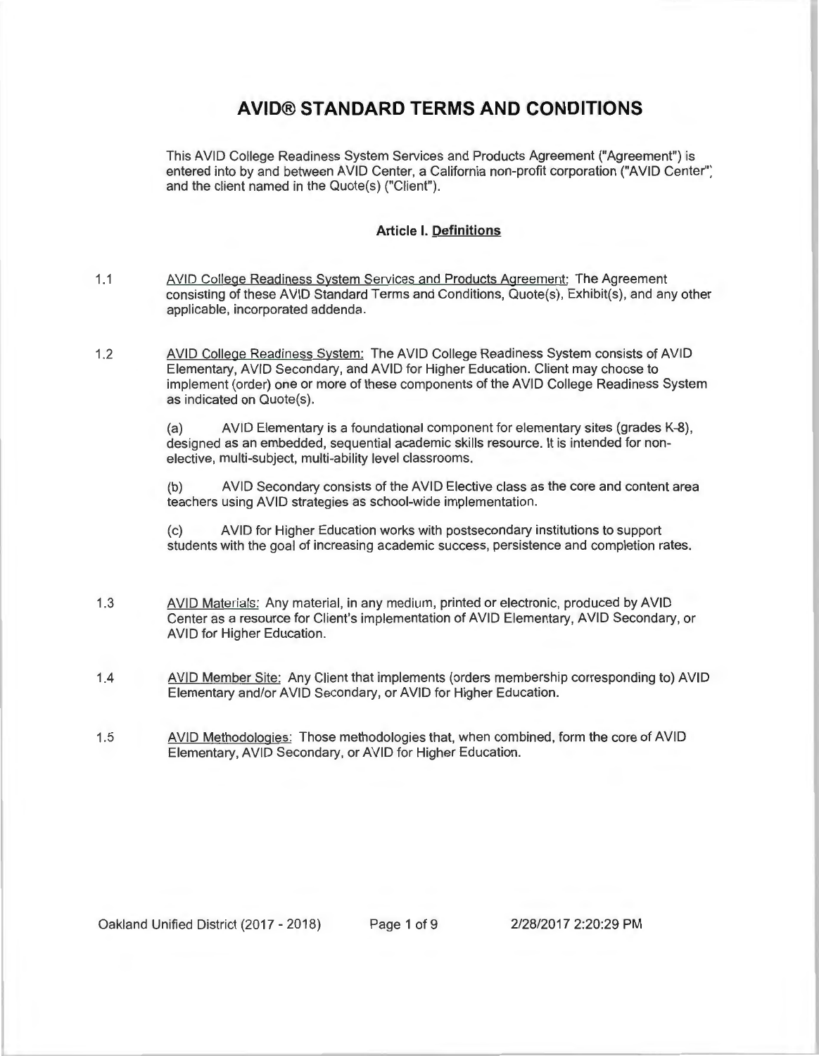# AVID® STANDARD TERMS AND CONDITIONS

This AVID College Readiness System Services and Products Agreement ("Agreement") is entered into by and between AVID Center, a California non-profit corporation ("AVID Center") and the client named in the Quote(s) ("Client").

## Article I. Definitions

1.1 AVID College Readiness System Services and Products Agreement: The Agreement consisting of these AVID Standard Terms and Conditions, Quote(s), Exhibit(s), and any other applicable, incorporated addenda.

1.2 AVID College Readiness System: The AVID College Readiness System consists of AVID Elementary, AVID Secondary, and AVID for Higher Education. Client may choose to implement (order) one or more of these components of the AVID College Readiness System as indicated on Quote(s).

(a) AVID Elementary is a foundational component for elementary sites (grades K-8), designed as an embedded, sequential academic skills resource. It is intended for non-elective, multi-subject, multi-ability level classrooms.

(b) AVID Secondary consists of the AVID Elective class as the core and content area teachers using AVID strategies as school-wide implementation.

(c) AVID for Higher Education works with postsecondary institutions to support students with the goal of increasing academic success, persistence and completion rates.

1.3 AVID Materials: Any material, in any medium, printed or electronic, produced by AVID Center as a resource for Client's implementation of AVID Elementary, AVID Secondary, or AVID for Higher Education.

1.4 AVID Member Site: Any Client that implements (orders membership corresponding to) AVID Elementary and/or AVID Secondary, or AVID for Higher Education.

1.5 AVID Methodologies: Those methodologies that, when combined, form the core of AVID Elementary, AVID Secondary, or AVID for Higher Education.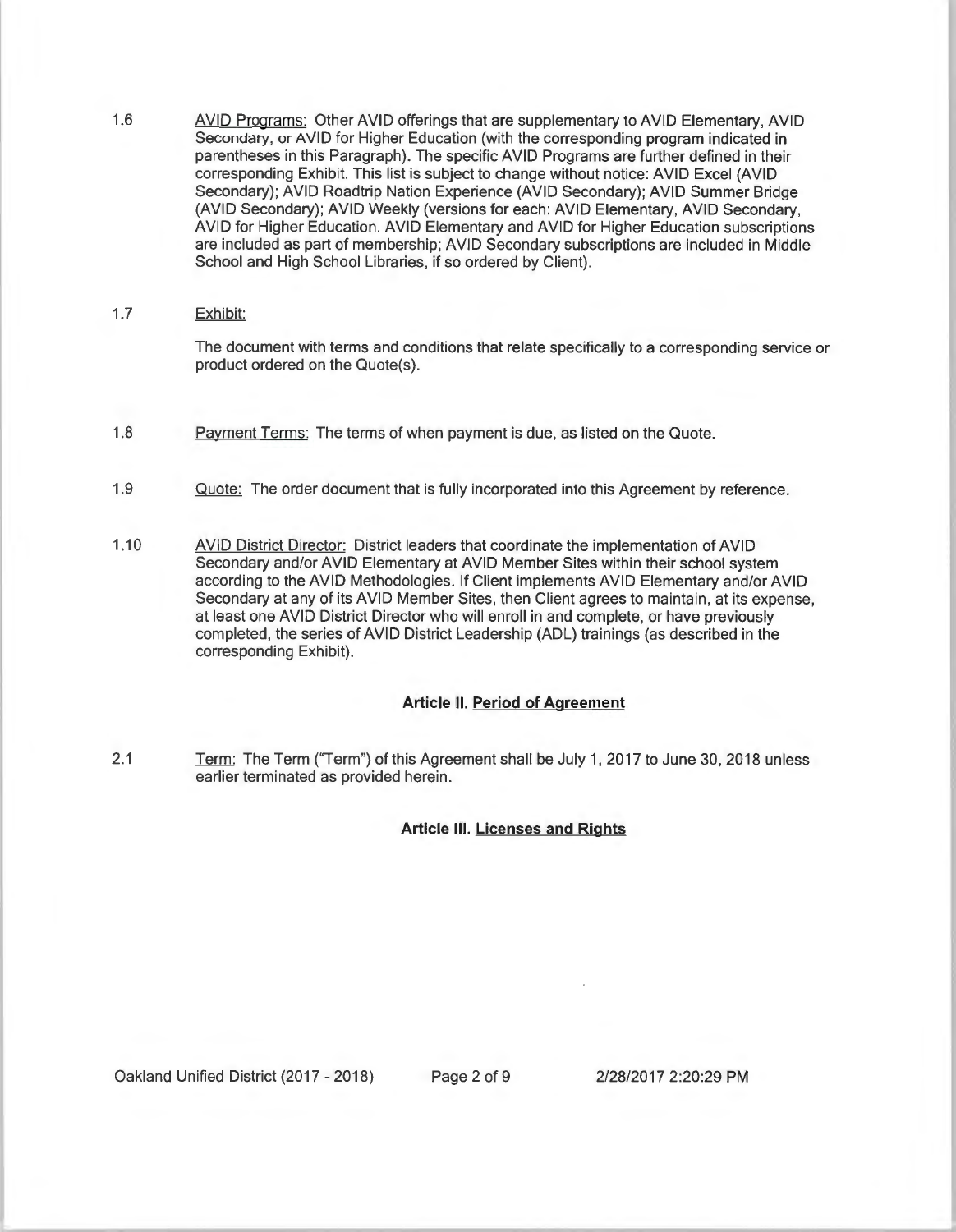1.6 AVID Programs: Other AVID offerings that are supplementary to AVID Elementary, AVID Secondary, or AVID for Higher Education (with the corresponding program indicated in parentheses in this Paragraph). The specific AVID Programs are further defined in their corresponding Exhibit. This list is subject to change without notice: AVID Excel (AVID Secondary); AVID Roadtrip Nation Experience (AVID Secondary); AVID Summer Bridge (AVID Secondary); AVID Weekly (versions for each: AVID Elementary, AVID Secondary, AVID for Higher Education. AVID Elementary and AVID for Higher Education subscriptions are included as part of membership; AVID Secondary subscriptions are included in Middle School and High School Libraries, if so ordered by Client).

1.7 Exhibit:

The document with terms and conditions that relate specifically to a corresponding service or product ordered on the Quote(s).

1.8 Payment Terms: The terms of when payment is due, as listed on the Quote.

1.9 Quote: The order document that is fully incorporated into this Agreement by reference.

1.10 AVID District Director: District leaders that coordinate the implementation of AVID Secondary and/or AVID Elementary at AVID Member Sites within their school system according to the AVID Methodologies. If Client implements AVID Elementary and/or AVID Secondary at any of its AVID Member Sites, then Client agrees to maintain, at its expense, at least one AVID District Director who will enroll in and complete, or have previously completed, the series of AVID District Leadership (ADL) trainings (as described in the corresponding Exhibit).

## Article II. Period of Agreement

2.1 Term: The Term ("Term") of this Agreement shall be July 1, 2017 to June 30, 2018 unless earlier terminated as provided herein.

## Article III. Licenses and Rights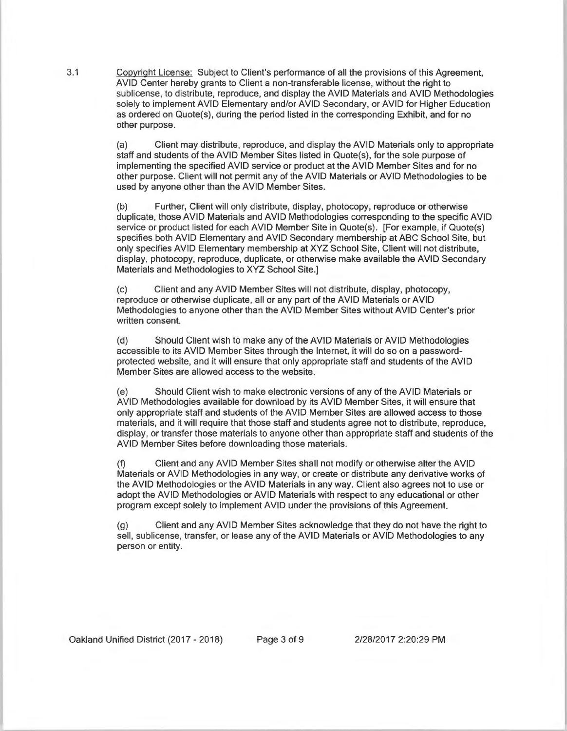3.1 Copyright License: Subject to Client's performance of all the provisions of this Agreement, AVID Center hereby grants to Client a non-transferable license, without the right to sublicense, to distribute, reproduce, and display the AVID Materials and AVID Methodologies solely to implement AVID Elementary and/or AVID Secondary, or AVID for Higher Education as ordered on Quote(s), during the period listed in the corresponding Exhibit, and for no other purpose.

(a) Client may distribute, reproduce, and display the AVID Materials only to appropriate staff and students of the AVID Member Sites listed in Quote(s), for the sole purpose of implementing the specified AVID service or product at the AVID Member Sites and for no other purpose. Client will not permit any of the AVID Materials or AVID Methodologies to be used by anyone other than the AVID Member Sites.

(b) Further, Client will only distribute, display, photocopy, reproduce or otherwise duplicate, those AVID Materials and AVID Methodologies corresponding to the specific AVID service or product listed for each AVID Member Site in Quote(s). [For example, if Quote(s) specifies both AVID Elementary and AVID Secondary membership at ABC School Site, but only specifies AVID Elementary membership at XYZ School Site, Client will not distribute, display, photocopy, reproduce, duplicate, or otherwise make available the AVID Secondary Materials and Methodologies to XYZ School Site.]

(c) Client and any AVID Member Sites will not distribute, display, photocopy, reproduce or otherwise duplicate, all or any part of the AVID Materials or AVID Methodologies to anyone other than the AVID Member Sites without AVID Center's prior written consent.

(d) Should Client wish to make any of the AVID Materials or AVID Methodologies accessible to its AVID Member Sites through the Internet, it will do so on a password-protected website, and it will ensure that only appropriate staff and students of the AVID Member Sites are allowed access to the website.

(e) Should Client wish to make electronic versions of any of the AVID Materials or AVID Methodologies available for download by its AVID Member Sites, it will ensure that only appropriate staff and students of the AVID Member Sites are allowed access to those materials, and it will require that those staff and students agree not to distribute, reproduce, display, or transfer those materials to anyone other than appropriate staff and students of the AVID Member Sites before downloading those materials.

(f) Client and any AVID Member Sites shall not modify or otherwise alter the AVID Materials or AVID Methodologies in any way, or create or distribute any derivative works of the AVID Methodologies or the AVID Materials in any way. Client also agrees not to use or adopt the AVID Methodologies or AVID Materials with respect to any educational or other program except solely to implement AVID under the provisions of this Agreement.

(g) Client and any AVID Member Sites acknowledge that they do not have the right to sell, sublicense, transfer, or lease any of the AVID Materials or AVID Methodologies to any person or entity.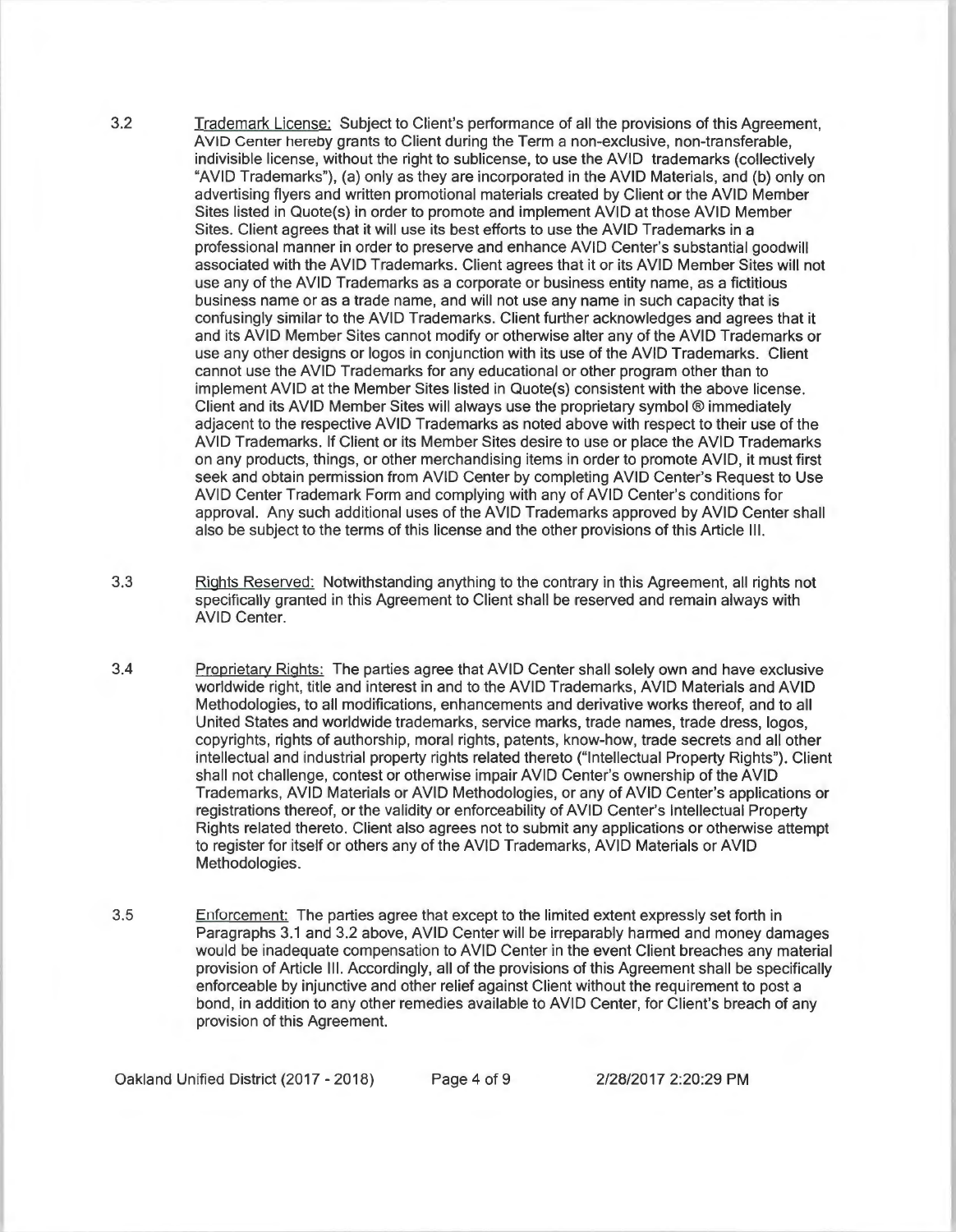3.2 Trademark License: Subject to Client's performance of all the provisions of this Agreement, AVID Center hereby grants to Client during the Term a non-exclusive, non-transferable, indivisible license, without the right to sublicense, to use the AVID trademarks (collectively "AVID Trademarks"), (a) only as they are incorporated in the AVID Materials, and (b) only on advertising flyers and written promotional materials created by Client or the AVID Member Sites listed in Quote(s) in order to promote and implement AVID at those AVID Member Sites. Client agrees that it will use its best efforts to use the AVID Trademarks in a professional manner in order to preserve and enhance AVID Center's substantial goodwill associated with the AVID Trademarks. Client agrees that it or its AVID Member Sites will not use any of the AVID Trademarks as a corporate or business entity name, as a fictitious business name or as a trade name, and will not use any name in such capacity that is confusingly similar to the AVID Trademarks. Client further acknowledges and agrees that it and its AVID Member Sites cannot modify or otherwise alter any of the AVID Trademarks or use any other designs or logos in conjunction with its use of the AVID Trademarks. Client cannot use the AVID Trademarks for any educational or other program other than to implement AVID at the Member Sites listed in Quote(s) consistent with the above license. Client and its AVID Member Sites will always use the proprietary symbol ® immediately adjacent to the respective AVID Trademarks as noted above with respect to their use of the AVID Trademarks. If Client or its Member Sites desire to use or place the AVID Trademarks on any products, things, or other merchandising items in order to promote AVID, it must first seek and obtain permission from AVID Center by completing AVID Center's Request to Use AVID Center Trademark Form and complying with any of AVID Center's conditions for approval. Any such additional uses of the AVID Trademarks approved by AVID Center shall also be subject to the terms of this license and the other provisions of this Article III.

3.3 Rights Reserved: Notwithstanding anything to the contrary in this Agreement, all rights not specifically granted in this Agreement to Client shall be reserved and remain always with AVID Center.

3.4 Proprietary Rights: The parties agree that AVID Center shall solely own and have exclusive worldwide right, title and interest in and to the AVID Trademarks, AVID Materials and AVID Methodologies, to all modifications, enhancements and derivative works thereof, and to all United States and worldwide trademarks, service marks, trade names, trade dress, logos, copyrights, rights of authorship, moral rights, patents, know-how, trade secrets and all other intellectual and industrial property rights related thereto ("Intellectual Property Rights"). Client shall not challenge, contest or otherwise impair AVID Center's ownership of the AVID Trademarks, AVID Materials or AVID Methodologies, or any of AVID Center's applications or registrations thereof, or the validity or enforceability of AVID Center's Intellectual Property Rights related thereto. Client also agrees not to submit any applications or otherwise attempt to register for itself or others any of the AVID Trademarks, AVID Materials or AVID Methodologies.

3.5 Enforcement: The parties agree that except to the limited extent expressly set forth in Paragraphs 3.1 and 3.2 above, AVID Center will be irreparably harmed and money damages would be inadequate compensation to AVID Center in the event Client breaches any material provision of Article III. Accordingly, all of the provisions of this Agreement shall be specifically enforceable by injunctive and other relief against Client without the requirement to post a bond, in addition to any other remedies available to AVID Center, for Client's breach of any provision of this Agreement.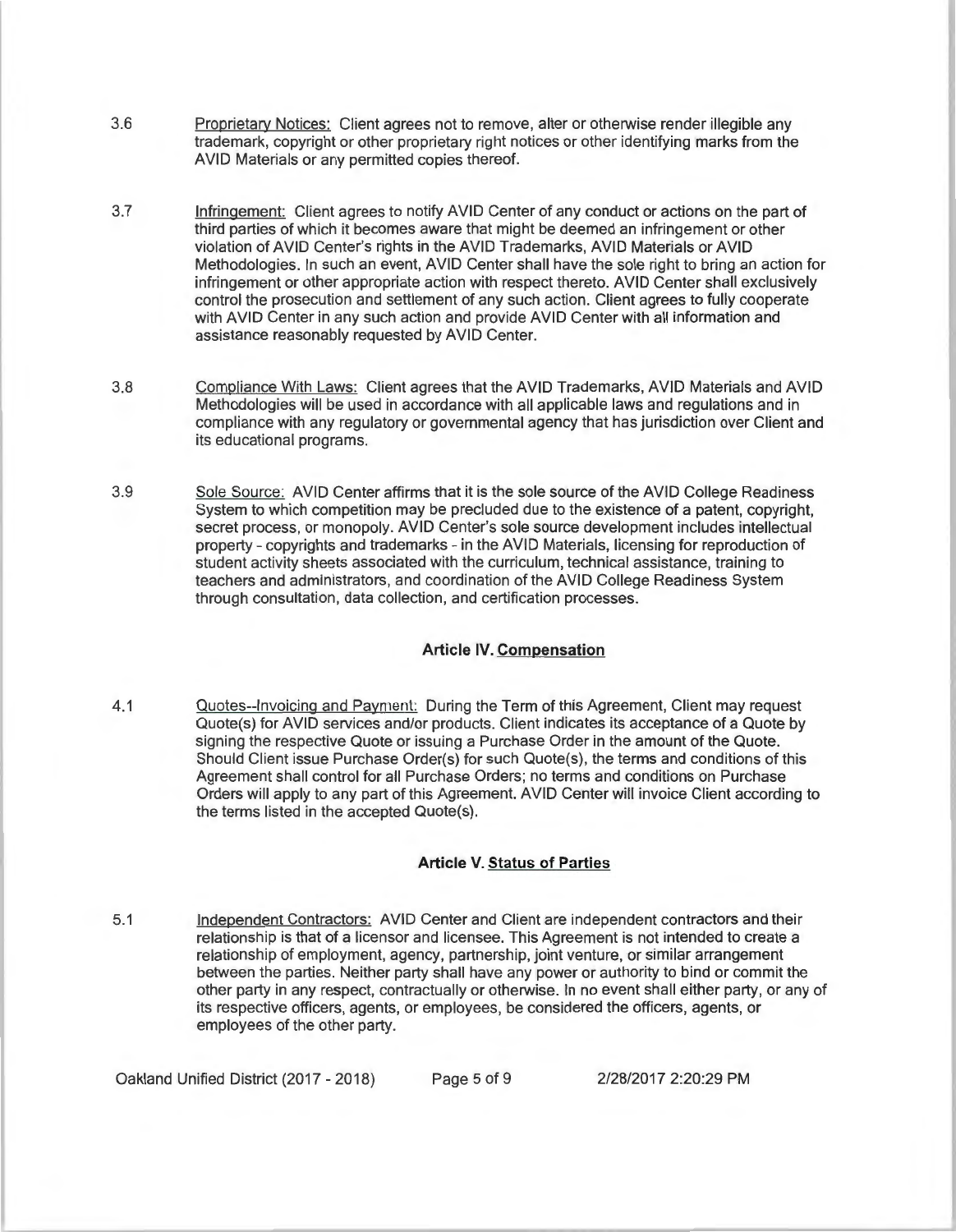3.6 Proprietary Notices: Client agrees not to remove, alter or otherwise render illegible any trademark, copyright or other proprietary right notices or other identifying marks from the AVID Materials or any permitted copies thereof.

3.7 Infringement: Client agrees to notify AVID Center of any conduct or actions on the part of third parties of which it becomes aware that might be deemed an infringement or other violation of AVID Center's rights in the AVID Trademarks, AVID Materials or AVID Methodologies. In such an event, AVID Center shall have the sole right to bring an action for infringement or other appropriate action with respect thereto. AVID Center shall exclusively control the prosecution and settlement of any such action. Client agrees to fully cooperate with AVID Center in any such action and provide AVID Center with all information and assistance reasonably requested by AVID Center.

3.8 Compliance With Laws: Client agrees that the AVID Trademarks, AVID Materials and AVID Methodologies will be used in accordance with all applicable laws and regulations and in compliance with any regulatory or governmental agency that has jurisdiction over Client and its educational programs.

3.9 Sole Source: AVID Center affirms that it is the sole source of the AVID College Readiness System to which competition may be precluded due to the existence of a patent, copyright, secret process, or monopoly. AVID Center's sole source development includes intellectual property - copyrights and trademarks - in the AVID Materials, licensing for reproduction of student activity sheets associated with the curriculum, technical assistance, training to teachers and administrators, and coordination of the AVID College Readiness System through consultation, data collection, and certification processes.

## Article IV. Compensation

4.1 Quotes--Invoicing and Payment: During the Term of this Agreement, Client may request Quote(s) for AVID services and/or products. Client indicates its acceptance of a Quote by signing the respective Quote or issuing a Purchase Order in the amount of the Quote. Should Client issue Purchase Order(s) for such Quote(s), the terms and conditions of this Agreement shall control for all Purchase Orders; no terms and conditions on Purchase Orders will apply to any part of this Agreement. AVID Center will invoice Client according to the terms listed in the accepted Quote(s).

## Article V. Status of Parties

5.1 Independent Contractors: AVID Center and Client are independent contractors and their relationship is that of a licensor and licensee. This Agreement is not intended to create a relationship of employment, agency, partnership, joint venture, or similar arrangement between the parties. Neither party shall have any power or authority to bind or commit the other party in any respect, contractually or otherwise. In no event shall either party, or any of its respective officers, agents, or employees, be considered the officers, agents, or employees of the other party.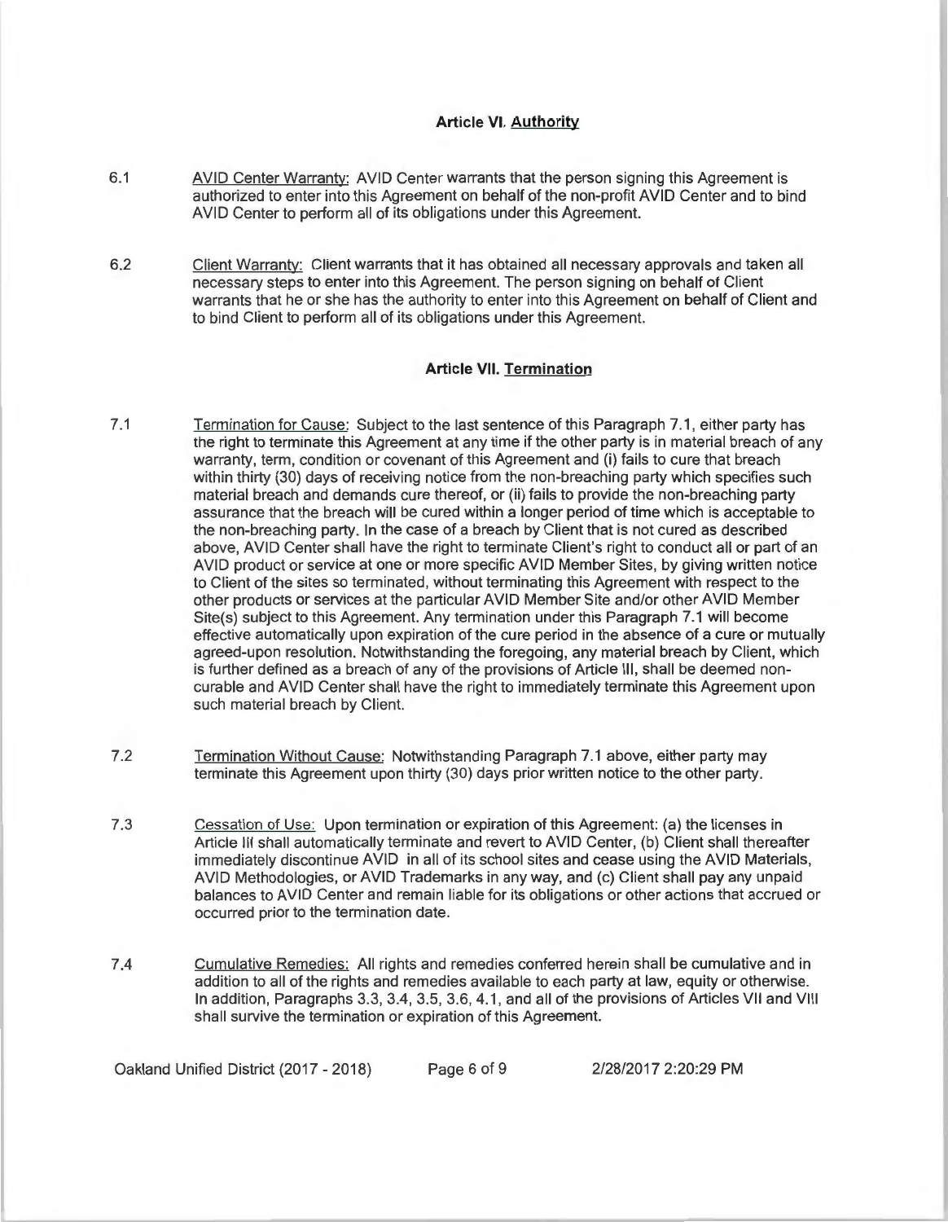### Article VI. Authority

6.1 AVID Center Warranty: AVID Center warrants that the person signing this Agreement is authorized to enter into this Agreement on behalf of the non-profit AVID Center and to bind AVID Center to perform all of its obligations under this Agreement.

6.2 Client Warranty: Client warrants that it has obtained all necessary approvals and taken all necessary steps to enter into this Agreement. The person signing on behalf of Client warrants that he or she has the authority to enter into this Agreement on behalf of Client and to bind Client to perform all of its obligations under this Agreement.

### Article VII. Termination

7.1 Termination for Cause: Subject to the last sentence of this Paragraph 7.1, either party has the right to terminate this Agreement at any time if the other party is in material breach of any warranty, term, condition or covenant of this Agreement and (i) fails to cure that breach within thirty (30) days of receiving notice from the non-breaching party which specifies such material breach and demands cure thereof, or (ii) fails to provide the non-breaching party assurance that the breach will be cured within a longer period of time which is acceptable to the non-breaching party. In the case of a breach by Client that is not cured as described above, AVID Center shall have the right to terminate Client's right to conduct all or part of an AVID product or service at one or more specific AVID Member Sites, by giving written notice to Client of the sites so terminated, without terminating this Agreement with respect to the other products or services at the particular AVID Member Site and/or other AVID Member Site(s) subject to this Agreement. Any termination under this Paragraph 7.1 will become effective automatically upon expiration of the cure period in the absence of a cure or mutually agreed-upon resolution. Notwithstanding the foregoing, any material breach by Client, which is further defined as a breach of any of the provisions of Article III, shall be deemed non-curable and AVID Center shall have the right to immediately terminate this Agreement upon such material breach by Client.

7.2 Termination Without Cause: Notwithstanding Paragraph 7.1 above, either party may terminate this Agreement upon thirty (30) days prior written notice to the other party.

7.3 Cessation of Use: Upon termination or expiration of this Agreement: (a) the licenses in Article III shall automatically terminate and revert to AVID Center, (b) Client shall thereafter immediately discontinue AVID in all of its school sites and cease using the AVID Materials, AVID Methodologies, or AVID Trademarks in any way, and (c) Client shall pay any unpaid balances to AVID Center and remain liable for its obligations or other actions that accrued or occurred prior to the termination date.

7.4 Cumulative Remedies: All rights and remedies conferred herein shall be cumulative and in addition to all of the rights and remedies available to each party at law, equity or otherwise. In addition, Paragraphs 3.3, 3.4, 3.5, 3.6, 4.1, and all of the provisions of Articles VII and VIII shall survive the termination or expiration of this Agreement.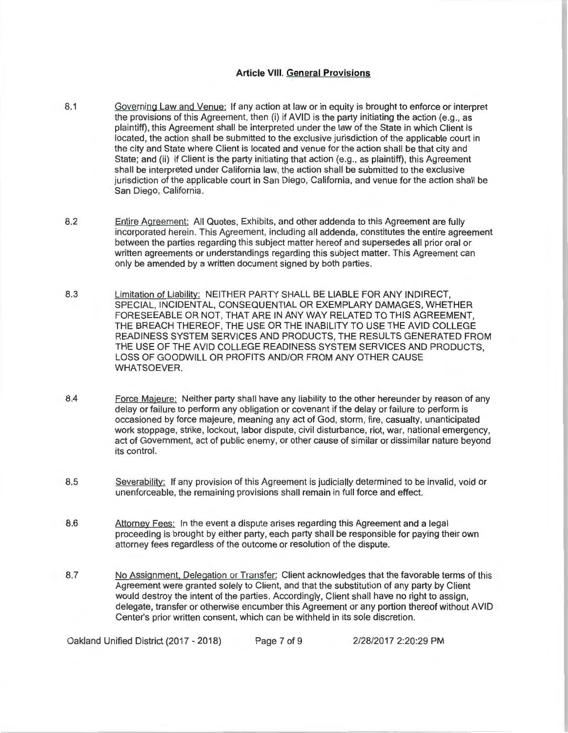## Article VIII. General Provisions

8.1 Governing Law and Venue: If any action at law or in equity is brought to enforce or interpret the provisions of this Agreement, then (i) if AVID is the party initiating the action (e.g., as plaintiff), this Agreement shall be interpreted under the law of the State in which Client is located, the action shall be submitted to the exclusive jurisdiction of the applicable court in the city and State where Client is located and venue for the action shall be that city and State; and (ii) if Client is the party initiating that action (e.g., as plaintiff), this Agreement shall be interpreted under California law, the action shall be submitted to the exclusive jurisdiction of the applicable court in San Diego, California, and venue for the action shall be San Diego, California.

8.2 Entire Agreement: All Quotes, Exhibits, and other addenda to this Agreement are fully incorporated herein. This Agreement, including all addenda, constitutes the entire agreement between the parties regarding this subject matter hereof and supersedes all prior oral or written agreements or understandings regarding this subject matter. This Agreement can only be amended by a written document signed by both parties.

8.3 Limitation of Liability: NEITHER PARTY SHALL BE LIABLE FOR ANY INDIRECT, SPECIAL, INCIDENTAL, CONSEQUENTIAL OR EXEMPLARY DAMAGES, WHETHER FORESEEABLE OR NOT, THAT ARE IN ANY WAY RELATED TO THIS AGREEMENT, THE BREACH THEREOF, THE USE OR THE INABILITY TO USE THE AVID COLLEGE READINESS SYSTEM SERVICES AND PRODUCTS, THE RESULTS GENERATED FROM THE USE OF THE AVID COLLEGE READINESS SYSTEM SERVICES AND PRODUCTS, LOSS OF GOODWILL OR PROFITS AND/OR FROM ANY OTHER CAUSE WHATSOEVER.

8.4 Force Majeure: Neither party shall have any liability to the other hereunder by reason of any delay or failure to perform any obligation or covenant if the delay or failure to perform is occasioned by force majeure, meaning any act of God, storm, fire, casualty, unanticipated work stoppage, strike, lockout, labor dispute, civil disturbance, riot, war, national emergency, act of Government, act of public enemy, or other cause of similar or dissimilar nature beyond its control.

8.5 Severability: If any provision of this Agreement is judicially determined to be invalid, void or unenforceable, the remaining provisions shall remain in full force and effect.

8.6 Attorney Fees: In the event a dispute arises regarding this Agreement and a legal proceeding is brought by either party, each party shall be responsible for paying their own attorney fees regardless of the outcome or resolution of the dispute.

8.7 No Assignment, Delegation or Transfer: Client acknowledges that the favorable terms of this Agreement were granted solely to Client, and that the substitution of any party by Client would destroy the intent of the parties. Accordingly, Client shall have no right to assign, delegate, transfer or otherwise encumber this Agreement or any portion thereof without AVID Center's prior written consent, which can be withheld in its sole discretion.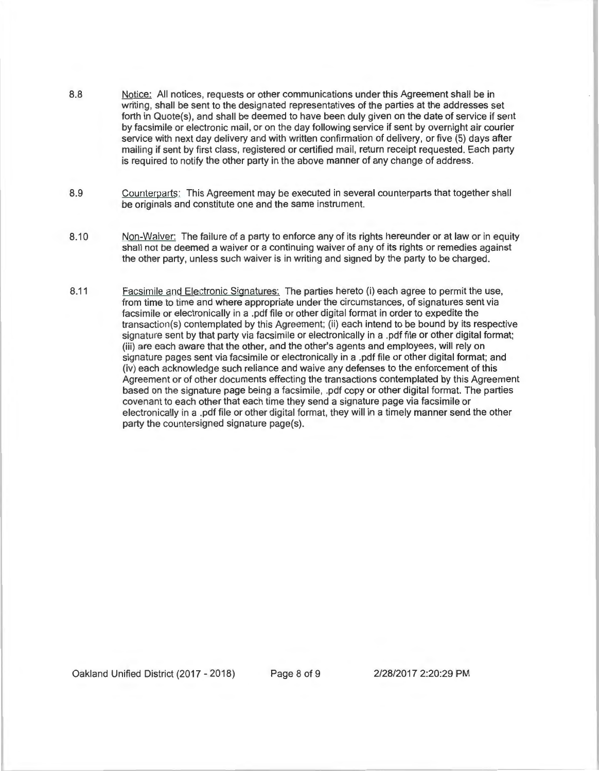8.8 Notice: All notices, requests or other communications under this Agreement shall be in writing, shall be sent to the designated representatives of the parties at the addresses set forth in Quote(s), and shall be deemed to have been duly given on the date of service if sent by facsimile or electronic mail, or on the day following service if sent by overnight air courier service with next day delivery and with written confirmation of delivery, or five (5) days after mailing if sent by first class, registered or certified mail, return receipt requested. Each party is required to notify the other party in the above manner of any change of address.

8.9 Counterparts: This Agreement may be executed in several counterparts that together shall be originals and constitute one and the same instrument.

8.10 Non-Waiver: The failure of a party to enforce any of its rights hereunder or at law or in equity shall not be deemed a waiver or a continuing waiver of any of its rights or remedies against the other party, unless such waiver is in writing and signed by the party to be charged.

8.11 Facsimile and Electronic Signatures: The parties hereto (i) each agree to permit the use, from time to time and where appropriate under the circumstances, of signatures sent via facsimile or electronically in a .pdf file or other digital format in order to expedite the transaction(s) contemplated by this Agreement; (ii) each intend to be bound by its respective signature sent by that party via facsimile or electronically in a .pdf file or other digital format; (iii) are each aware that the other, and the other's agents and employees, will rely on signature pages sent via facsimile or electronically in a .pdf file or other digital format; and (iv) each acknowledge such reliance and waive any defenses to the enforcement of this Agreement or of other documents effecting the transactions contemplated by this Agreement based on the signature page being a facsimile, .pdf copy or other digital format. The parties covenant to each other that each time they send a signature page via facsimile or electronically in a .pdf file or other digital format, they will in a timely manner send the other party the countersigned signature page(s).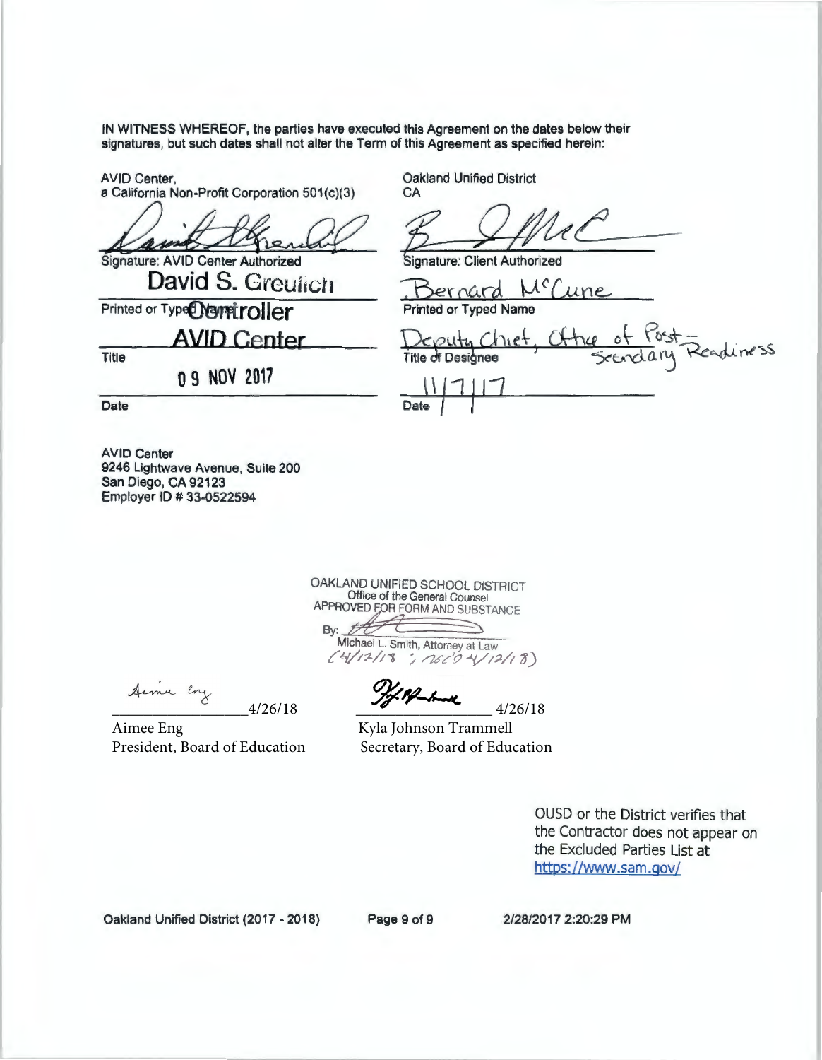IN WITNESS WHEREOF, the parties have executed this Agreement on the dates below their signatures, but such dates shall not alter the Term of this Agreement as specified herein:

| AVID Center, a California Non-Profit Corporation 501(c)(3) | Oakland Unified District CA |
| --- | --- |
| Signature: AVID Center Authorized | Signature: Client Authorized |
| David S. Greulich | Bernard McCune |
| Printed or Typed Name | Printed or Typed Name |
| Controller AVID Center | Deputy Chief, Office of Post-Secondary Readiness |
| Title | Title of Designee |
| 09 NOV 2017 | 11/7/17 |
| Date | Date |

AVID Center
9246 Lightwave Avenue, Suite 200
San Diego, CA 92123
Employer ID # 33-0522594

OAKLAND UNIFIED SCHOOL DISTRICT
Office of the General Counsel
APPROVED FOR FORM AND SUBSTANCE
By: ______
Michael L. Smith, Attorney at Law
(4/12/18 ; rec'd 4/12/18)

| | |
| --- | --- |
| ______ 4/26/18 | ______ 4/26/18 |
| Aimee Eng | Kyla Johnson Trammell |
| President, Board of Education | Secretary, Board of Education |

OUSD or the District verifies that the Contractor does not appear on the Excluded Parties List at https://www.sam.gov/

Oakland Unified District (2017 - 2018) 2/28/2017 2:20:29 PM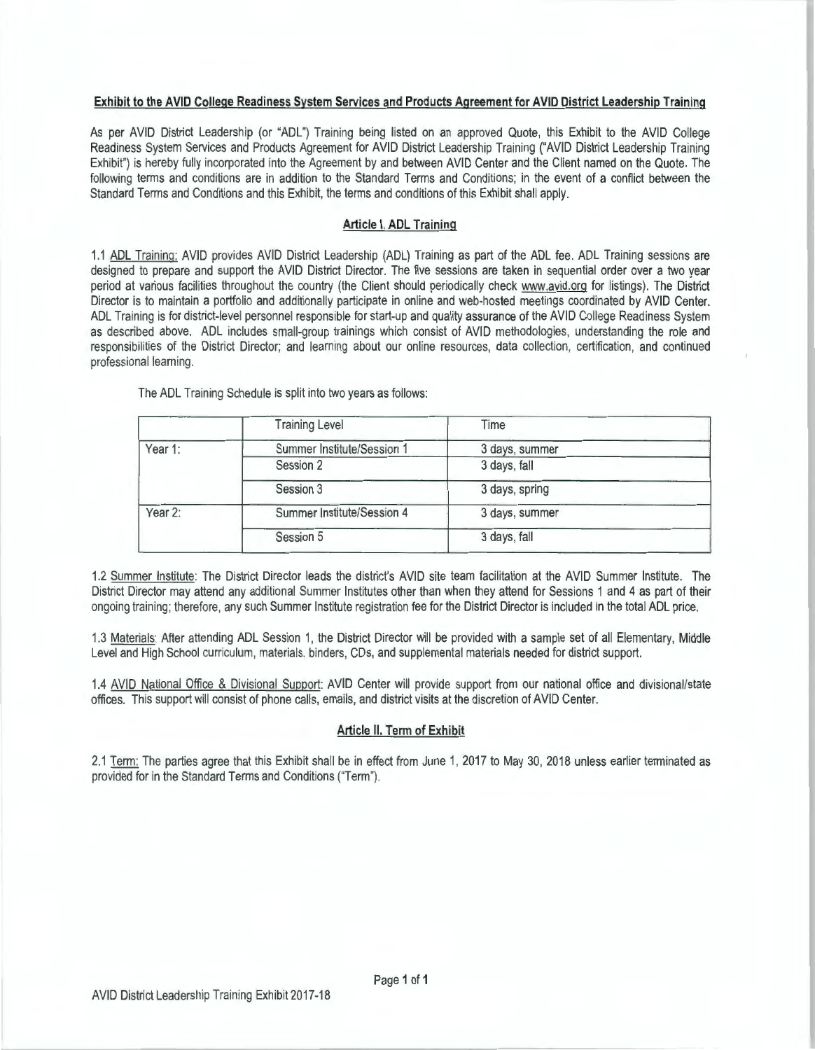**Exhibit to the AVID College Readiness System Services and Products Agreement for AVID District Leadership Training**

As per AVID District Leadership (or "ADL") Training being listed on an approved Quote, this Exhibit to the AVID College Readiness System Services and Products Agreement for AVID District Leadership Training ("AVID District Leadership Training Exhibit") is hereby fully incorporated into the Agreement by and between AVID Center and the Client named on the Quote. The following terms and conditions are in addition to the Standard Terms and Conditions; in the event of a conflict between the Standard Terms and Conditions and this Exhibit, the terms and conditions of this Exhibit shall apply.

**Article I. ADL Training**

1.1 ADL Training: AVID provides AVID District Leadership (ADL) Training as part of the ADL fee. ADL Training sessions are designed to prepare and support the AVID District Director. The five sessions are taken in sequential order over a two year period at various facilities throughout the country (the Client should periodically check www.avid.org for listings). The District Director is to maintain a portfolio and additionally participate in online and web-hosted meetings coordinated by AVID Center. ADL Training is for district-level personnel responsible for start-up and quality assurance of the AVID College Readiness System as described above. ADL includes small-group trainings which consist of AVID methodologies, understanding the role and responsibilities of the District Director; and learning about our online resources, data collection, certification, and continued professional learning.

The ADL Training Schedule is split into two years as follows:

| | Training Level | Time |
|---|---|---|
| Year 1: | Summer Institute/Session 1 | 3 days, summer |
| | Session 2 | 3 days, fall |
| | Session 3 | 3 days, spring |
| Year 2: | Summer Institute/Session 4 | 3 days, summer |
| | Session 5 | 3 days, fall |

1.2 Summer Institute: The District Director leads the district's AVID site team facilitation at the AVID Summer Institute. The District Director may attend any additional Summer Institutes other than when they attend for Sessions 1 and 4 as part of their ongoing training; therefore, any such Summer Institute registration fee for the District Director is included in the total ADL price.

1.3 Materials: After attending ADL Session 1, the District Director will be provided with a sample set of all Elementary, Middle Level and High School curriculum, materials, binders, CDs, and supplemental materials needed for district support.

1.4 AVID National Office & Divisional Support: AVID Center will provide support from our national office and divisional/state offices. This support will consist of phone calls, emails, and district visits at the discretion of AVID Center.

**Article II. Term of Exhibit**

2.1 Term: The parties agree that this Exhibit shall be in effect from June 1, 2017 to May 30, 2018 unless earlier terminated as provided for in the Standard Terms and Conditions ("Term").

AVID District Leadership Training Exhibit 2017-18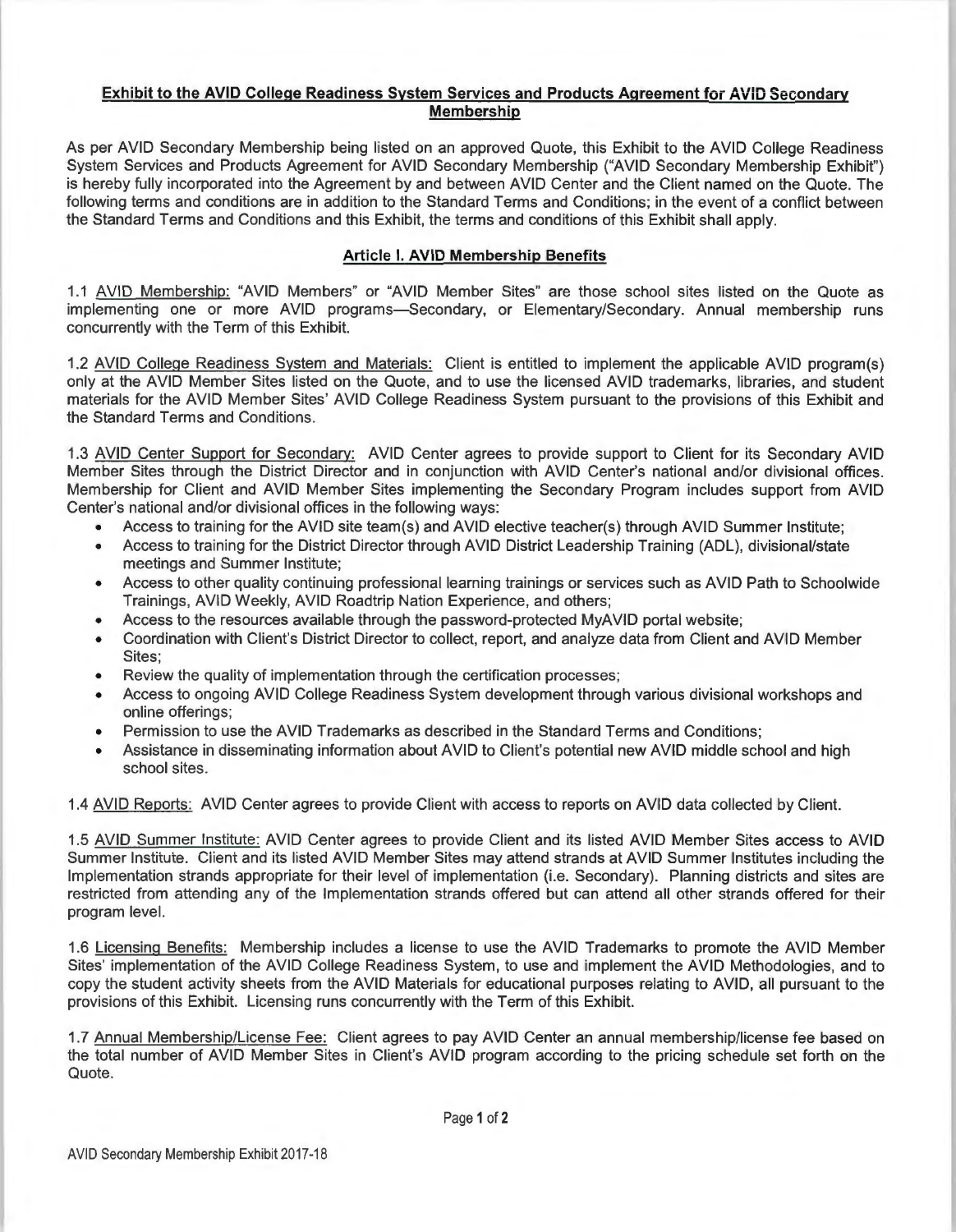**Exhibit to the AVID College Readiness System Services and Products Agreement for AVID Secondary Membership**

As per AVID Secondary Membership being listed on an approved Quote, this Exhibit to the AVID College Readiness System Services and Products Agreement for AVID Secondary Membership ("AVID Secondary Membership Exhibit") is hereby fully incorporated into the Agreement by and between AVID Center and the Client named on the Quote. The following terms and conditions are in addition to the Standard Terms and Conditions; in the event of a conflict between the Standard Terms and Conditions and this Exhibit, the terms and conditions of this Exhibit shall apply.

**Article I. AVID Membership Benefits**

1.1 AVID Membership: "AVID Members" or "AVID Member Sites" are those school sites listed on the Quote as implementing one or more AVID programs—Secondary, or Elementary/Secondary. Annual membership runs concurrently with the Term of this Exhibit.

1.2 AVID College Readiness System and Materials: Client is entitled to implement the applicable AVID program(s) only at the AVID Member Sites listed on the Quote, and to use the licensed AVID trademarks, libraries, and student materials for the AVID Member Sites' AVID College Readiness System pursuant to the provisions of this Exhibit and the Standard Terms and Conditions.

1.3 AVID Center Support for Secondary: AVID Center agrees to provide support to Client for its Secondary AVID Member Sites through the District Director and in conjunction with AVID Center's national and/or divisional offices. Membership for Client and AVID Member Sites implementing the Secondary Program includes support from AVID Center's national and/or divisional offices in the following ways:

- Access to training for the AVID site team(s) and AVID elective teacher(s) through AVID Summer Institute;
- Access to training for the District Director through AVID District Leadership Training (ADL), divisional/state meetings and Summer Institute;
- Access to other quality continuing professional learning trainings or services such as AVID Path to Schoolwide Trainings, AVID Weekly, AVID Roadtrip Nation Experience, and others;
- Access to the resources available through the password-protected MyAVID portal website;
- Coordination with Client's District Director to collect, report, and analyze data from Client and AVID Member Sites;
- Review the quality of implementation through the certification processes;
- Access to ongoing AVID College Readiness System development through various divisional workshops and online offerings;
- Permission to use the AVID Trademarks as described in the Standard Terms and Conditions;
- Assistance in disseminating information about AVID to Client's potential new AVID middle school and high school sites.

1.4 AVID Reports: AVID Center agrees to provide Client with access to reports on AVID data collected by Client.

1.5 AVID Summer Institute: AVID Center agrees to provide Client and its listed AVID Member Sites access to AVID Summer Institute. Client and its listed AVID Member Sites may attend strands at AVID Summer Institutes including the Implementation strands appropriate for their level of implementation (i.e. Secondary). Planning districts and sites are restricted from attending any of the Implementation strands offered but can attend all other strands offered for their program level.

1.6 Licensing Benefits: Membership includes a license to use the AVID Trademarks to promote the AVID Member Sites' implementation of the AVID College Readiness System, to use and implement the AVID Methodologies, and to copy the student activity sheets from the AVID Materials for educational purposes relating to AVID, all pursuant to the provisions of this Exhibit. Licensing runs concurrently with the Term of this Exhibit.

1.7 Annual Membership/License Fee: Client agrees to pay AVID Center an annual membership/license fee based on the total number of AVID Member Sites in Client's AVID program according to the pricing schedule set forth on the Quote.

AVID Secondary Membership Exhibit 2017-18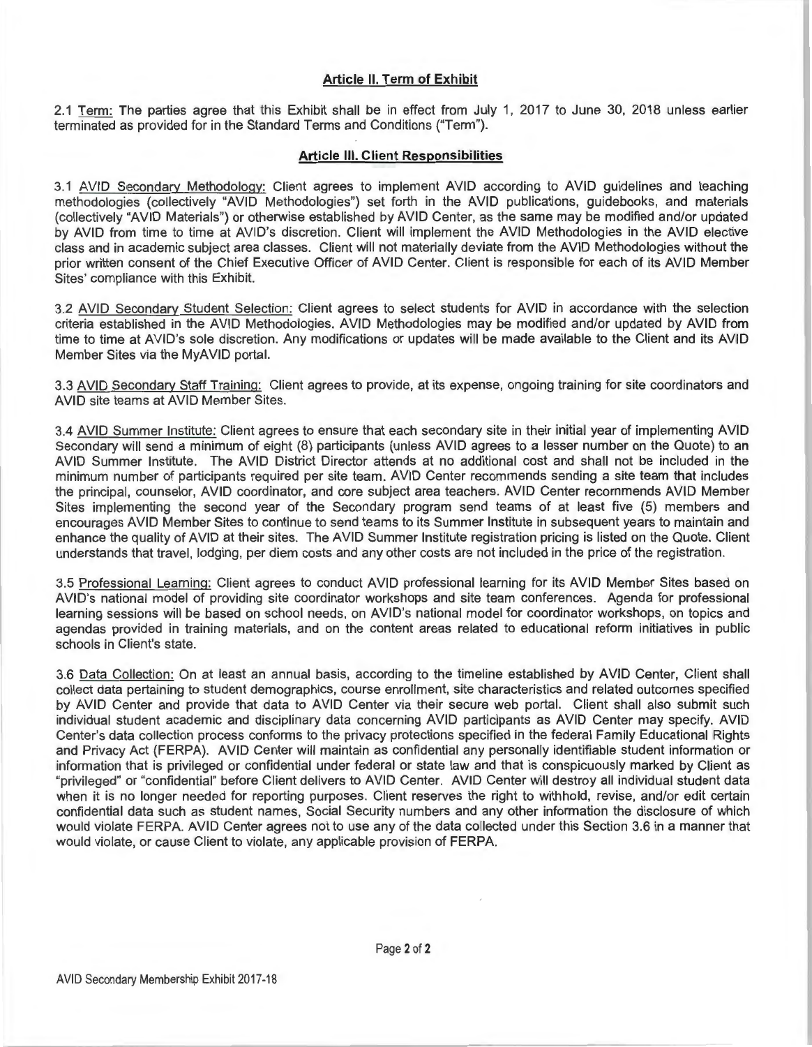## Article II. Term of Exhibit

2.1 Term: The parties agree that this Exhibit shall be in effect from July 1, 2017 to June 30, 2018 unless earlier terminated as provided for in the Standard Terms and Conditions ("Term").

## Article III. Client Responsibilities

3.1 AVID Secondary Methodology: Client agrees to implement AVID according to AVID guidelines and teaching methodologies (collectively "AVID Methodologies") set forth in the AVID publications, guidebooks, and materials (collectively "AVID Materials") or otherwise established by AVID Center, as the same may be modified and/or updated by AVID from time to time at AVID's discretion. Client will implement the AVID Methodologies in the AVID elective class and in academic subject area classes. Client will not materially deviate from the AVID Methodologies without the prior written consent of the Chief Executive Officer of AVID Center. Client is responsible for each of its AVID Member Sites' compliance with this Exhibit.

3.2 AVID Secondary Student Selection: Client agrees to select students for AVID in accordance with the selection criteria established in the AVID Methodologies. AVID Methodologies may be modified and/or updated by AVID from time to time at AVID's sole discretion. Any modifications or updates will be made available to the Client and its AVID Member Sites via the MyAVID portal.

3.3 AVID Secondary Staff Training: Client agrees to provide, at its expense, ongoing training for site coordinators and AVID site teams at AVID Member Sites.

3.4 AVID Summer Institute: Client agrees to ensure that each secondary site in their initial year of implementing AVID Secondary will send a minimum of eight (8) participants (unless AVID agrees to a lesser number on the Quote) to an AVID Summer Institute. The AVID District Director attends at no additional cost and shall not be included in the minimum number of participants required per site team. AVID Center recommends sending a site team that includes the principal, counselor, AVID coordinator, and core subject area teachers. AVID Center recommends AVID Member Sites implementing the second year of the Secondary program send teams of at least five (5) members and encourages AVID Member Sites to continue to send teams to its Summer Institute in subsequent years to maintain and enhance the quality of AVID at their sites. The AVID Summer Institute registration pricing is listed on the Quote. Client understands that travel, lodging, per diem costs and any other costs are not included in the price of the registration.

3.5 Professional Learning: Client agrees to conduct AVID professional learning for its AVID Member Sites based on AVID's national model of providing site coordinator workshops and site team conferences. Agenda for professional learning sessions will be based on school needs, on AVID's national model for coordinator workshops, on topics and agendas provided in training materials, and on the content areas related to educational reform initiatives in public schools in Client's state.

3.6 Data Collection: On at least an annual basis, according to the timeline established by AVID Center, Client shall collect data pertaining to student demographics, course enrollment, site characteristics and related outcomes specified by AVID Center and provide that data to AVID Center via their secure web portal. Client shall also submit such individual student academic and disciplinary data concerning AVID participants as AVID Center may specify. AVID Center's data collection process conforms to the privacy protections specified in the federal Family Educational Rights and Privacy Act (FERPA). AVID Center will maintain as confidential any personally identifiable student information or information that is privileged or confidential under federal or state law and that is conspicuously marked by Client as "privileged" or "confidential" before Client delivers to AVID Center. AVID Center will destroy all individual student data when it is no longer needed for reporting purposes. Client reserves the right to withhold, revise, and/or edit certain confidential data such as student names, Social Security numbers and any other information the disclosure of which would violate FERPA. AVID Center agrees not to use any of the data collected under this Section 3.6 in a manner that would violate, or cause Client to violate, any applicable provision of FERPA.